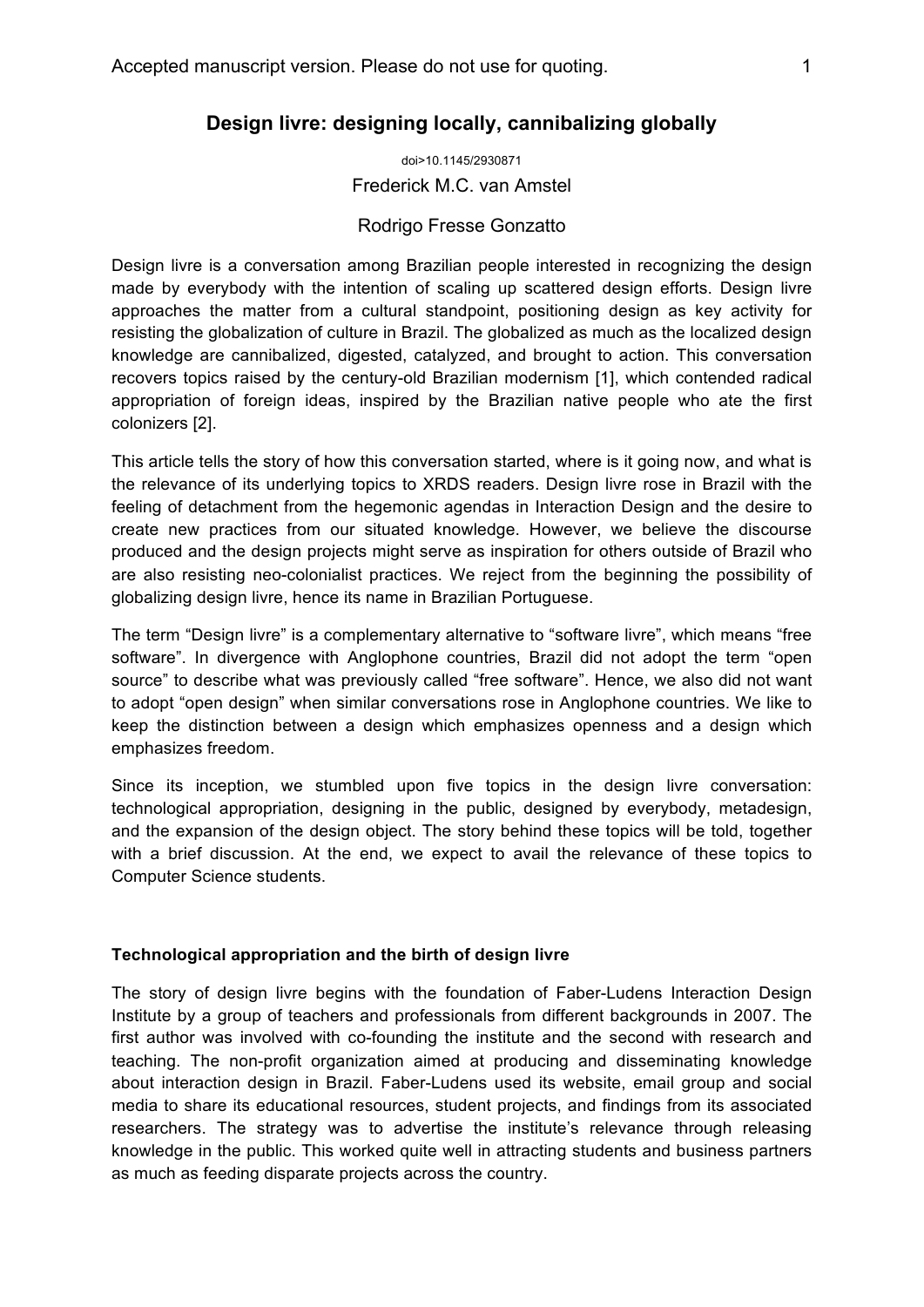# Design livre: designing locally, cannibalizing globally

doi>10.1145/2930871

Frederick M.C. van Amstel

Rodrigo Fresse Gonzatto

Design livre is a conversation among Brazilian people interested in recognizing the design made by everybody with the intention of scaling up scattered design efforts. Design livre approaches the matter from a cultural standpoint, positioning design as key activity for resisting the globalization of culture in Brazil. The globalized as much as the localized design knowledge are cannibalized, digested, catalyzed, and brought to action. This conversation recovers topics raised by the century-old Brazilian modernism [1], which contended radical appropriation of foreign ideas, inspired by the Brazilian native people who ate the first colonizers [2].

This article tells the story of how this conversation started, where is it going now, and what is the relevance of its underlying topics to XRDS readers. Design livre rose in Brazil with the feeling of detachment from the hegemonic agendas in Interaction Design and the desire to create new practices from our situated knowledge. However, we believe the discourse produced and the design projects might serve as inspiration for others outside of Brazil who are also resisting neo-colonialist practices. We reject from the beginning the possibility of globalizing design livre, hence its name in Brazilian Portuguese.

The term "Design livre" is a complementary alternative to "software livre", which means "free software". In divergence with Anglophone countries, Brazil did not adopt the term "open source" to describe what was previously called "free software". Hence, we also did not want to adopt "open design" when similar conversations rose in Anglophone countries. We like to keep the distinction between a design which emphasizes openness and a design which emphasizes freedom.

Since its inception, we stumbled upon five topics in the design livre conversation: technological appropriation, designing in the public, designed by everybody, metadesign, and the expansion of the design object. The story behind these topics will be told, together with a brief discussion. At the end, we expect to avail the relevance of these topics to Computer Science students.

### Technological appropriation and the birth of design livre

The story of design livre begins with the foundation of Faber-Ludens Interaction Design Institute by a group of teachers and professionals from different backgrounds in 2007. The first author was involved with co-founding the institute and the second with research and teaching. The non-profit organization aimed at producing and disseminating knowledge about interaction design in Brazil. Faber-Ludens used its website, email group and social media to share its educational resources, student projects, and findings from its associated researchers. The strategy was to advertise the institute's relevance through releasing knowledge in the public. This worked quite well in attracting students and business partners as much as feeding disparate projects across the country.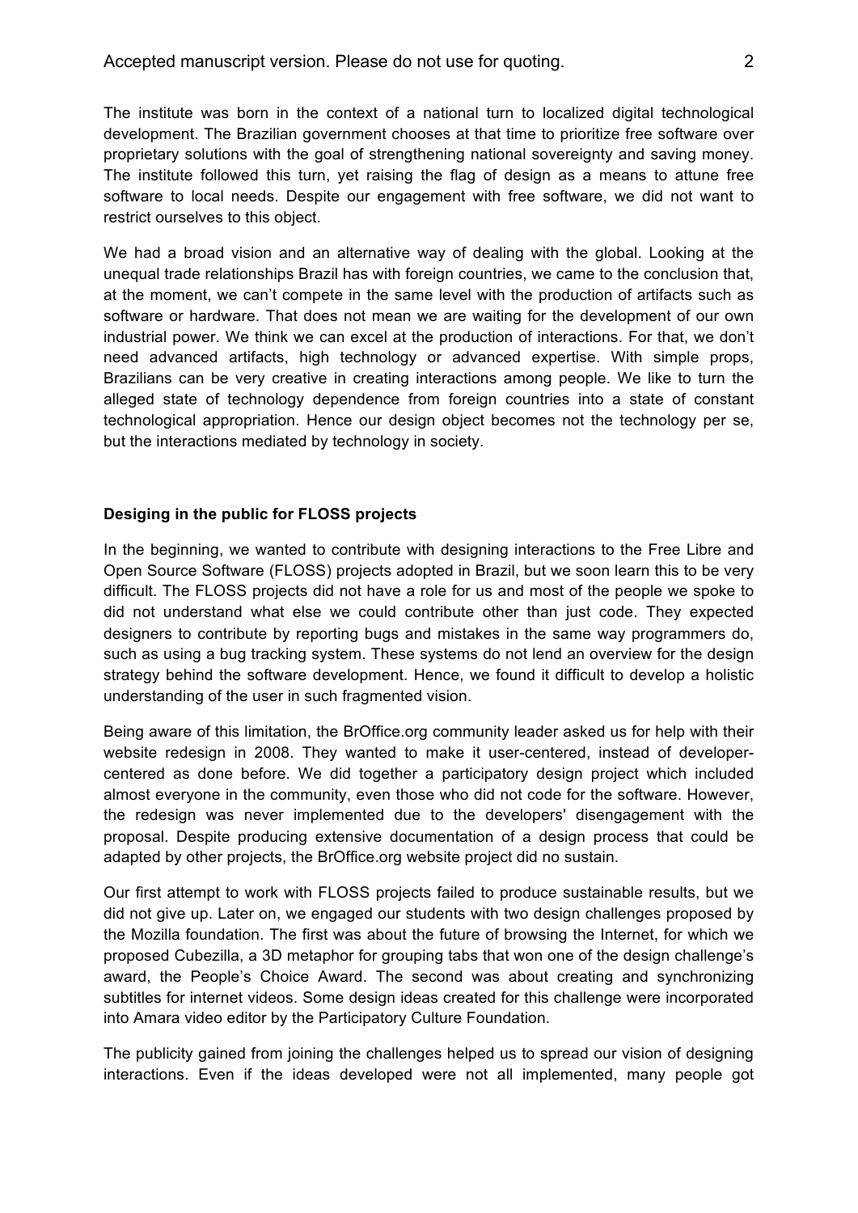The institute was born in the context of a national turn to localized digital technological development. The Brazilian government chooses at that time to prioritize free software over proprietary solutions with the goal of strengthening national sovereignty and saving money. The institute followed this turn, yet raising the flag of design as a means to attune free software to local needs. Despite our engagement with free software, we did not want to restrict ourselves to this object.

We had a broad vision and an alternative way of dealing with the global. Looking at the unequal trade relationships Brazil has with foreign countries, we came to the conclusion that, at the moment, we can't compete in the same level with the production of artifacts such as software or hardware. That does not mean we are waiting for the development of our own industrial power. We think we can excel at the production of interactions. For that, we don't need advanced artifacts, high technology or advanced expertise. With simple props, Brazilians can be very creative in creating interactions among people. We like to turn the alleged state of technology dependence from foreign countries into a state of constant technological appropriation. Hence our design object becomes not the technology per se, but the interactions mediated by technology in society.

**Desiging in the public for FLOSS projects**

In the beginning, we wanted to contribute with designing interactions to the Free Libre and Open Source Software (FLOSS) projects adopted in Brazil, but we soon learn this to be very difficult. The FLOSS projects did not have a role for us and most of the people we spoke to did not understand what else we could contribute other than just code. They expected designers to contribute by reporting bugs and mistakes in the same way programmers do, such as using a bug tracking system. These systems do not lend an overview for the design strategy behind the software development. Hence, we found it difficult to develop a holistic understanding of the user in such fragmented vision.

Being aware of this limitation, the BrOffice.org community leader asked us for help with their website redesign in 2008. They wanted to make it user-centered, instead of developer-centered as done before. We did together a participatory design project which included almost everyone in the community, even those who did not code for the software. However, the redesign was never implemented due to the developers' disengagement with the proposal. Despite producing extensive documentation of a design process that could be adapted by other projects, the BrOffice.org website project did no sustain.

Our first attempt to work with FLOSS projects failed to produce sustainable results, but we did not give up. Later on, we engaged our students with two design challenges proposed by the Mozilla foundation. The first was about the future of browsing the Internet, for which we proposed Cubezilla, a 3D metaphor for grouping tabs that won one of the design challenge's award, the People's Choice Award. The second was about creating and synchronizing subtitles for internet videos. Some design ideas created for this challenge were incorporated into Amara video editor by the Participatory Culture Foundation.

The publicity gained from joining the challenges helped us to spread our vision of designing interactions. Even if the ideas developed were not all implemented, many people got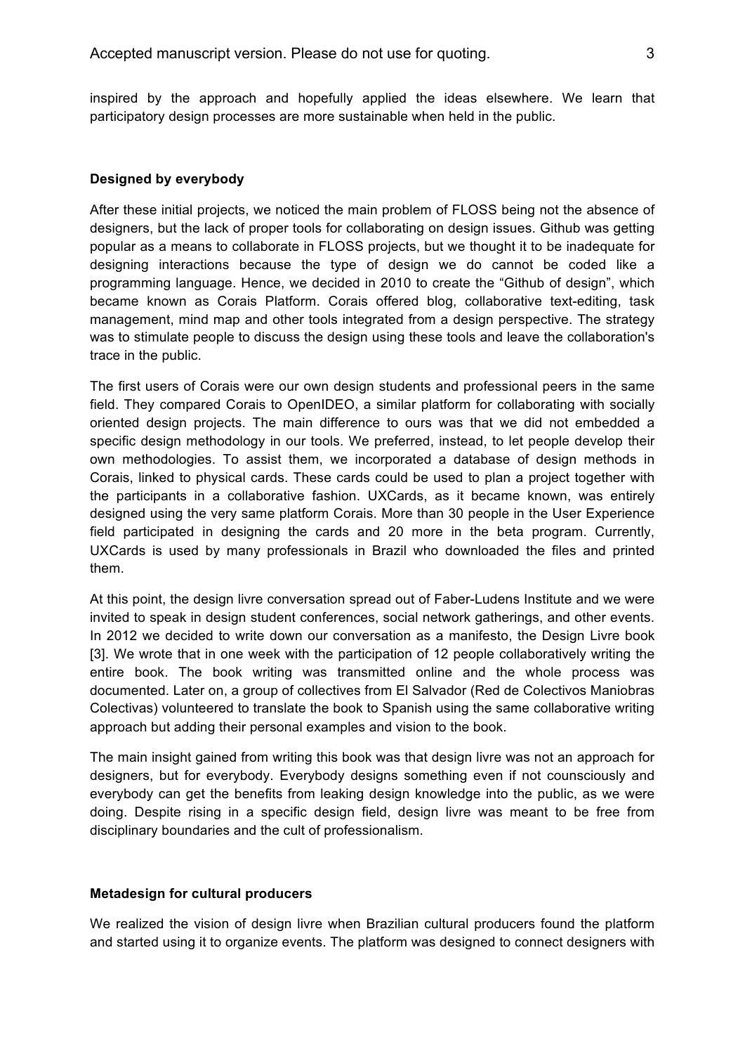inspired by the approach and hopefully applied the ideas elsewhere. We learn that participatory design processes are more sustainable when held in the public.

**Designed by everybody**

After these initial projects, we noticed the main problem of FLOSS being not the absence of designers, but the lack of proper tools for collaborating on design issues. Github was getting popular as a means to collaborate in FLOSS projects, but we thought it to be inadequate for designing interactions because the type of design we do cannot be coded like a programming language. Hence, we decided in 2010 to create the "Github of design", which became known as Corais Platform. Corais offered blog, collaborative text-editing, task management, mind map and other tools integrated from a design perspective. The strategy was to stimulate people to discuss the design using these tools and leave the collaboration's trace in the public.

The first users of Corais were our own design students and professional peers in the same field. They compared Corais to OpenIDEO, a similar platform for collaborating with socially oriented design projects. The main difference to ours was that we did not embedded a specific design methodology in our tools. We preferred, instead, to let people develop their own methodologies. To assist them, we incorporated a database of design methods in Corais, linked to physical cards. These cards could be used to plan a project together with the participants in a collaborative fashion. UXCards, as it became known, was entirely designed using the very same platform Corais. More than 30 people in the User Experience field participated in designing the cards and 20 more in the beta program. Currently, UXCards is used by many professionals in Brazil who downloaded the files and printed them.

At this point, the design livre conversation spread out of Faber-Ludens Institute and we were invited to speak in design student conferences, social network gatherings, and other events. In 2012 we decided to write down our conversation as a manifesto, the Design Livre book [3]. We wrote that in one week with the participation of 12 people collaboratively writing the entire book. The book writing was transmitted online and the whole process was documented. Later on, a group of collectives from El Salvador (Red de Colectivos Maniobras Colectivas) volunteered to translate the book to Spanish using the same collaborative writing approach but adding their personal examples and vision to the book.

The main insight gained from writing this book was that design livre was not an approach for designers, but for everybody. Everybody designs something even if not counsciously and everybody can get the benefits from leaking design knowledge into the public, as we were doing. Despite rising in a specific design field, design livre was meant to be free from disciplinary boundaries and the cult of professionalism.

**Metadesign for cultural producers**

We realized the vision of design livre when Brazilian cultural producers found the platform and started using it to organize events. The platform was designed to connect designers with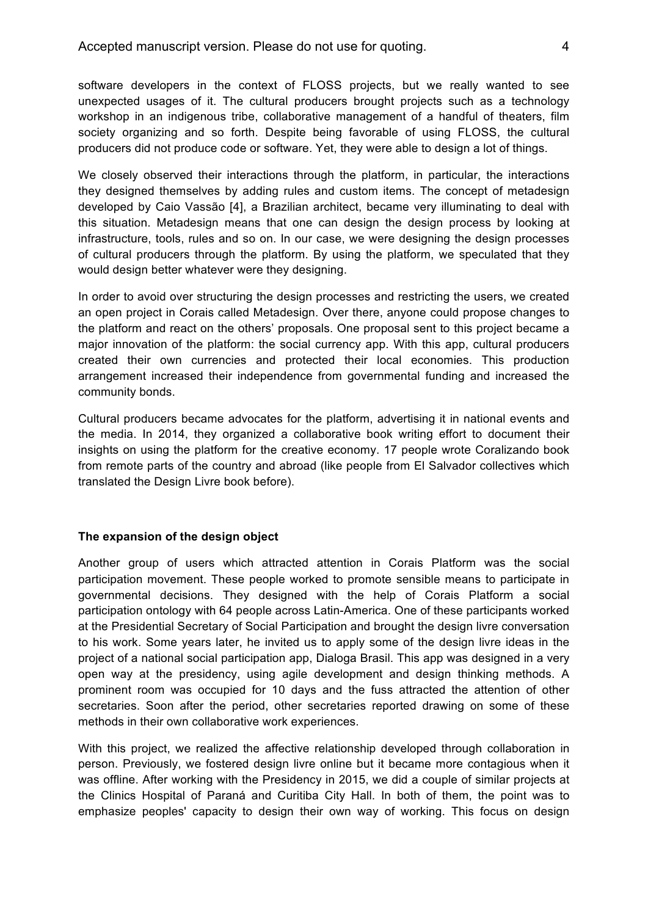software developers in the context of FLOSS projects, but we really wanted to see unexpected usages of it. The cultural producers brought projects such as a technology workshop in an indigenous tribe, collaborative management of a handful of theaters, film society organizing and so forth. Despite being favorable of using FLOSS, the cultural producers did not produce code or software. Yet, they were able to design a lot of things.

We closely observed their interactions through the platform, in particular, the interactions they designed themselves by adding rules and custom items. The concept of metadesign developed by Caio Vassão [4], a Brazilian architect, became very illuminating to deal with this situation. Metadesign means that one can design the design process by looking at infrastructure, tools, rules and so on. In our case, we were designing the design processes of cultural producers through the platform. By using the platform, we speculated that they would design better whatever were they designing.

In order to avoid over structuring the design processes and restricting the users, we created an open project in Corais called Metadesign. Over there, anyone could propose changes to the platform and react on the others' proposals. One proposal sent to this project became a major innovation of the platform: the social currency app. With this app, cultural producers created their own currencies and protected their local economies. This production arrangement increased their independence from governmental funding and increased the community bonds.

Cultural producers became advocates for the platform, advertising it in national events and the media. In 2014, they organized a collaborative book writing effort to document their insights on using the platform for the creative economy. 17 people wrote Coralizando book from remote parts of the country and abroad (like people from El Salvador collectives which translated the Design Livre book before).

**The expansion of the design object**

Another group of users which attracted attention in Corais Platform was the social participation movement. These people worked to promote sensible means to participate in governmental decisions. They designed with the help of Corais Platform a social participation ontology with 64 people across Latin-America. One of these participants worked at the Presidential Secretary of Social Participation and brought the design livre conversation to his work. Some years later, he invited us to apply some of the design livre ideas in the project of a national social participation app, Dialoga Brasil. This app was designed in a very open way at the presidency, using agile development and design thinking methods. A prominent room was occupied for 10 days and the fuss attracted the attention of other secretaries. Soon after the period, other secretaries reported drawing on some of these methods in their own collaborative work experiences.

With this project, we realized the affective relationship developed through collaboration in person. Previously, we fostered design livre online but it became more contagious when it was offline. After working with the Presidency in 2015, we did a couple of similar projects at the Clinics Hospital of Paraná and Curitiba City Hall. In both of them, the point was to emphasize peoples' capacity to design their own way of working. This focus on design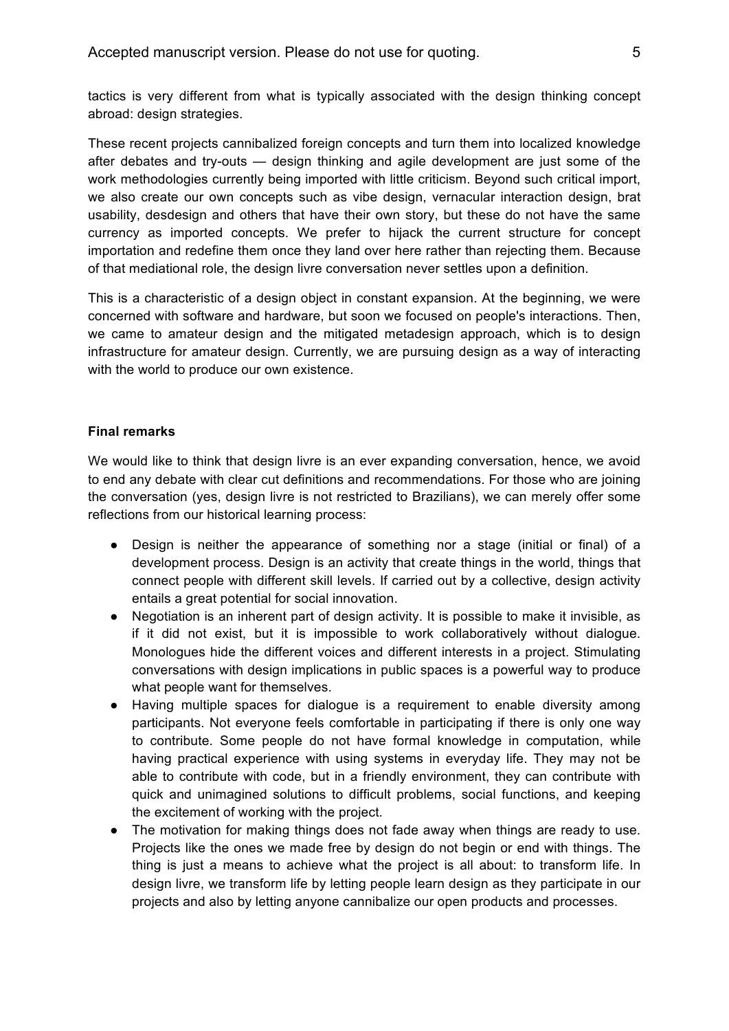tactics is very different from what is typically associated with the design thinking concept abroad: design strategies.

These recent projects cannibalized foreign concepts and turn them into localized knowledge after debates and try-outs — design thinking and agile development are just some of the work methodologies currently being imported with little criticism. Beyond such critical import, we also create our own concepts such as vibe design, vernacular interaction design, brat usability, desdesign and others that have their own story, but these do not have the same currency as imported concepts. We prefer to hijack the current structure for concept importation and redefine them once they land over here rather than rejecting them. Because of that mediational role, the design livre conversation never settles upon a definition.

This is a characteristic of a design object in constant expansion. At the beginning, we were concerned with software and hardware, but soon we focused on people's interactions. Then, we came to amateur design and the mitigated metadesign approach, which is to design infrastructure for amateur design. Currently, we are pursuing design as a way of interacting with the world to produce our own existence.

## Final remarks

We would like to think that design livre is an ever expanding conversation, hence, we avoid to end any debate with clear cut definitions and recommendations. For those who are joining the conversation (yes, design livre is not restricted to Brazilians), we can merely offer some reflections from our historical learning process:

- Design is neither the appearance of something nor a stage (initial or final) of a development process. Design is an activity that create things in the world, things that connect people with different skill levels. If carried out by a collective, design activity entails a great potential for social innovation.
- Negotiation is an inherent part of design activity. It is possible to make it invisible, as if it did not exist, but it is impossible to work collaboratively without dialogue. Monologues hide the different voices and different interests in a project. Stimulating conversations with design implications in public spaces is a powerful way to produce what people want for themselves.
- Having multiple spaces for dialogue is a requirement to enable diversity among participants. Not everyone feels comfortable in participating if there is only one way to contribute. Some people do not have formal knowledge in computation, while having practical experience with using systems in everyday life. They may not be able to contribute with code, but in a friendly environment, they can contribute with quick and unimagined solutions to difficult problems, social functions, and keeping the excitement of working with the project.
- The motivation for making things does not fade away when things are ready to use. Projects like the ones we made free by design do not begin or end with things. The thing is just a means to achieve what the project is all about: to transform life. In design livre, we transform life by letting people learn design as they participate in our projects and also by letting anyone cannibalize our open products and processes.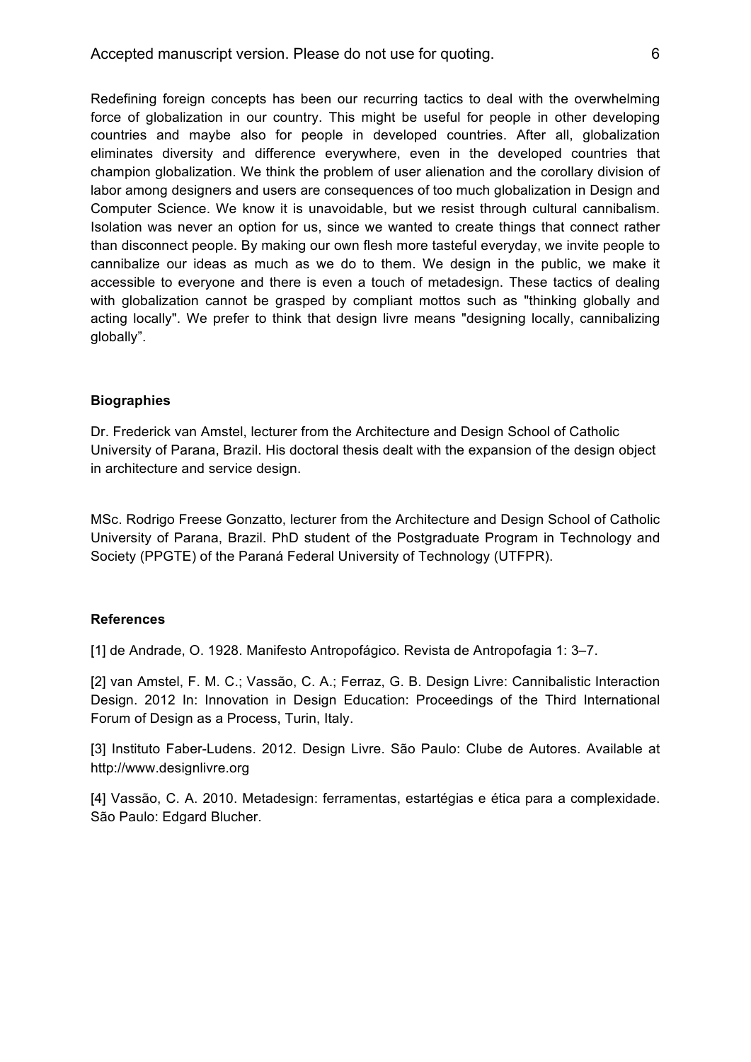Redefining foreign concepts has been our recurring tactics to deal with the overwhelming force of globalization in our country. This might be useful for people in other developing countries and maybe also for people in developed countries. After all, globalization eliminates diversity and difference everywhere, even in the developed countries that champion globalization. We think the problem of user alienation and the corollary division of labor among designers and users are consequences of too much globalization in Design and Computer Science. We know it is unavoidable, but we resist through cultural cannibalism. Isolation was never an option for us, since we wanted to create things that connect rather than disconnect people. By making our own flesh more tasteful everyday, we invite people to cannibalize our ideas as much as we do to them. We design in the public, we make it accessible to everyone and there is even a touch of metadesign. These tactics of dealing with globalization cannot be grasped by compliant mottos such as "thinking globally and acting locally". We prefer to think that design livre means "designing locally, cannibalizing globally".

**Biographies**

Dr. Frederick van Amstel, lecturer from the Architecture and Design School of Catholic University of Parana, Brazil. His doctoral thesis dealt with the expansion of the design object in architecture and service design.

MSc. Rodrigo Freese Gonzatto, lecturer from the Architecture and Design School of Catholic University of Parana, Brazil. PhD student of the Postgraduate Program in Technology and Society (PPGTE) of the Paraná Federal University of Technology (UTFPR).

**References**

[1] de Andrade, O. 1928. Manifesto Antropofágico. Revista de Antropofagia 1: 3–7.

[2] van Amstel, F. M. C.; Vassão, C. A.; Ferraz, G. B. Design Livre: Cannibalistic Interaction Design. 2012 In: Innovation in Design Education: Proceedings of the Third International Forum of Design as a Process, Turin, Italy.

[3] Instituto Faber-Ludens. 2012. Design Livre. São Paulo: Clube de Autores. Available at http://www.designlivre.org

[4] Vassão, C. A. 2010. Metadesign: ferramentas, estartégias e ética para a complexidade. São Paulo: Edgard Blucher.